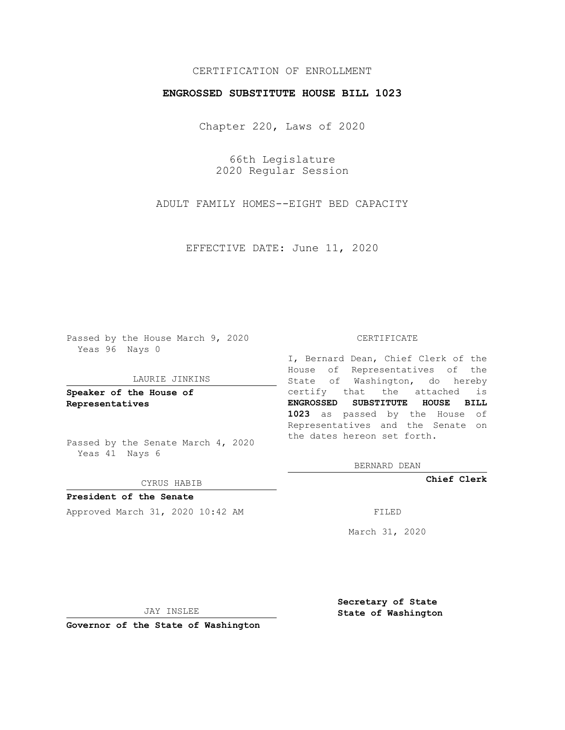CERTIFICATION OF ENROLLMENT

**ENGROSSED SUBSTITUTE HOUSE BILL 1023**

Chapter 220, Laws of 2020

66th Legislature
2020 Regular Session

ADULT FAMILY HOMES--EIGHT BED CAPACITY

EFFECTIVE DATE: June 11, 2020

Passed by the House March 9, 2020
Yeas 96 Nays 0

LAURIE JINKINS

**Speaker of the House of Representatives**

Passed by the Senate March 4, 2020
Yeas 41 Nays 6

CYRUS HABIB

**President of the Senate**

Approved March 31, 2020 10:42 AM

JAY INSLEE

**Governor of the State of Washington**

CERTIFICATE

I, Bernard Dean, Chief Clerk of the House of Representatives of the State of Washington, do hereby certify that the attached is **ENGROSSED SUBSTITUTE HOUSE BILL 1023** as passed by the House of Representatives and the Senate on the dates hereon set forth.

BERNARD DEAN

**Chief Clerk**

FILED

March 31, 2020

**Secretary of State**
**State of Washington**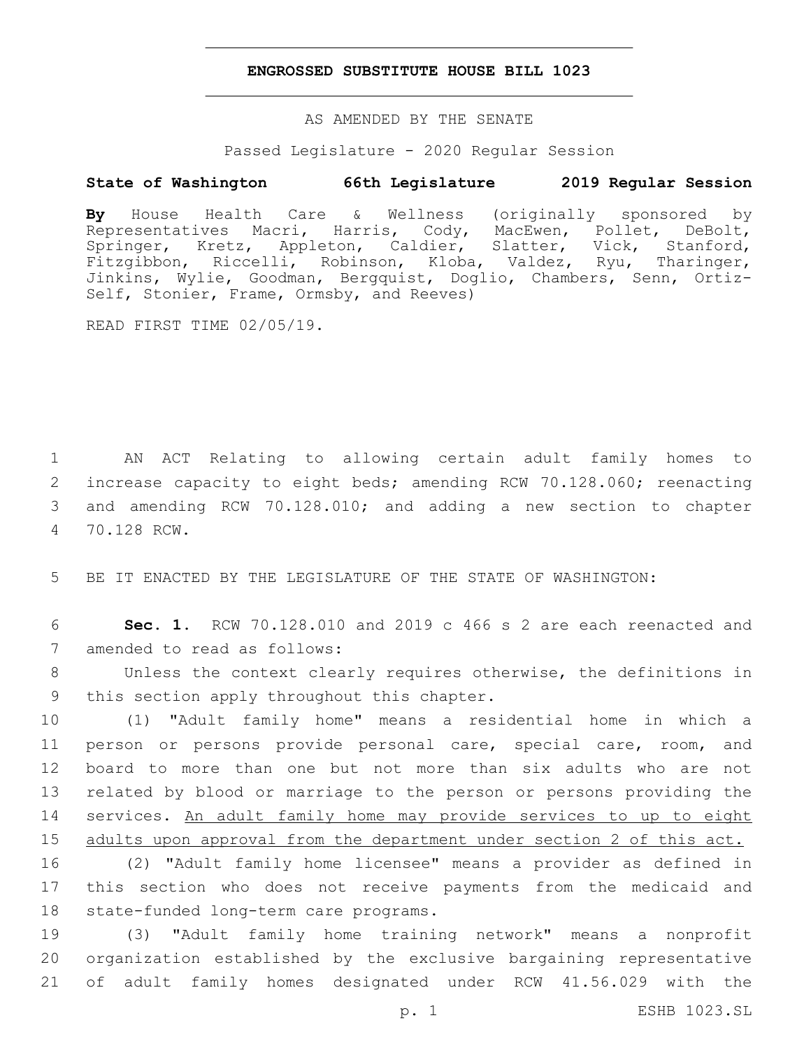**ENGROSSED SUBSTITUTE HOUSE BILL 1023**

AS AMENDED BY THE SENATE

Passed Legislature - 2020 Regular Session

**State of Washington 66th Legislature 2019 Regular Session**

**By** House Health Care & Wellness (originally sponsored by Representatives Macri, Harris, Cody, MacEwen, Pollet, DeBolt, Springer, Kretz, Appleton, Caldier, Slatter, Vick, Stanford, Fitzgibbon, Riccelli, Robinson, Kloba, Valdez, Ryu, Tharinger, Jinkins, Wylie, Goodman, Bergquist, Doglio, Chambers, Senn, Ortiz-Self, Stonier, Frame, Ormsby, and Reeves)

READ FIRST TIME 02/05/19.

1 AN ACT Relating to allowing certain adult family homes to
2 increase capacity to eight beds; amending RCW 70.128.060; reenacting
3 and amending RCW 70.128.010; and adding a new section to chapter
4 70.128 RCW.

5 BE IT ENACTED BY THE LEGISLATURE OF THE STATE OF WASHINGTON:

6 **Sec. 1.** RCW 70.128.010 and 2019 c 466 s 2 are each reenacted and
7 amended to read as follows:

8 Unless the context clearly requires otherwise, the definitions in
9 this section apply throughout this chapter.

10 (1) "Adult family home" means a residential home in which a
11 person or persons provide personal care, special care, room, and
12 board to more than one but not more than six adults who are not
13 related by blood or marriage to the person or persons providing the
14 services. <u>An adult family home may provide services to up to eight</u>
15 <u>adults upon approval from the department under section 2 of this act.</u>

16 (2) "Adult family home licensee" means a provider as defined in
17 this section who does not receive payments from the medicaid and
18 state-funded long-term care programs.

19 (3) "Adult family home training network" means a nonprofit
20 organization established by the exclusive bargaining representative
21 of adult family homes designated under RCW 41.56.029 with the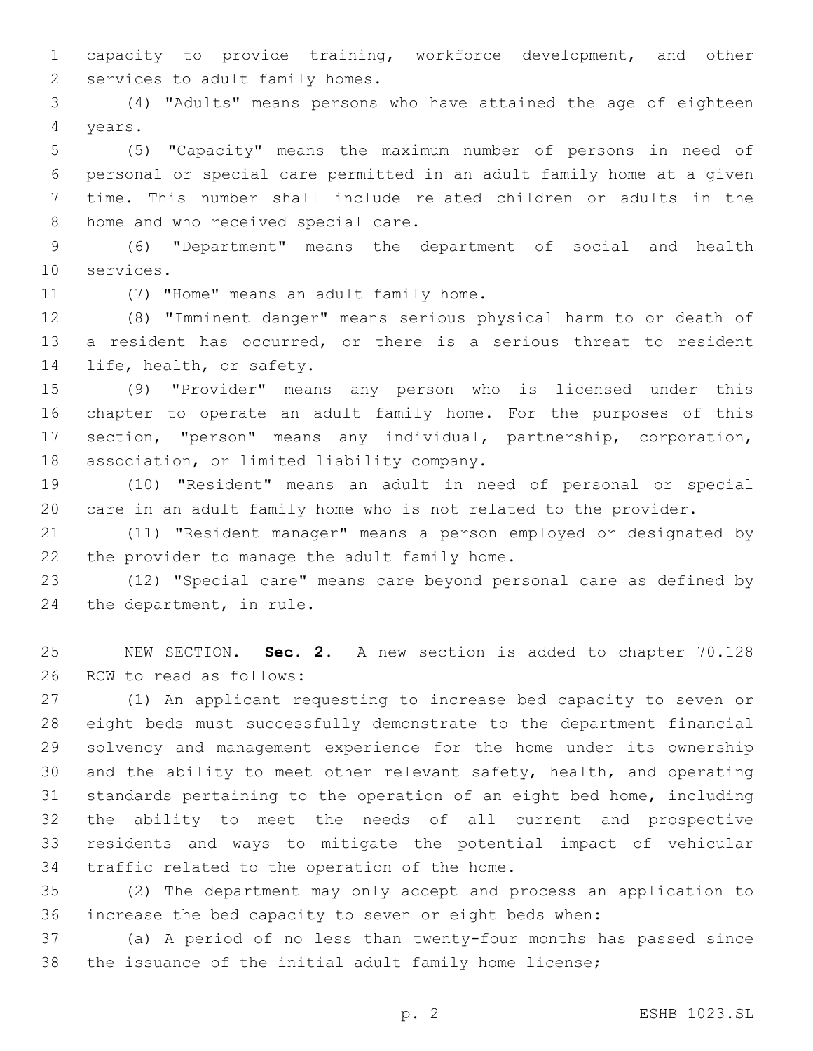capacity to provide training, workforce development, and other services to adult family homes.

(4) "Adults" means persons who have attained the age of eighteen years.

(5) "Capacity" means the maximum number of persons in need of personal or special care permitted in an adult family home at a given time. This number shall include related children or adults in the home and who received special care.

(6) "Department" means the department of social and health services.

(7) "Home" means an adult family home.

(8) "Imminent danger" means serious physical harm to or death of a resident has occurred, or there is a serious threat to resident life, health, or safety.

(9) "Provider" means any person who is licensed under this chapter to operate an adult family home. For the purposes of this section, "person" means any individual, partnership, corporation, association, or limited liability company.

(10) "Resident" means an adult in need of personal or special care in an adult family home who is not related to the provider.

(11) "Resident manager" means a person employed or designated by the provider to manage the adult family home.

(12) "Special care" means care beyond personal care as defined by the department, in rule.

<u>NEW SECTION.</u> **Sec. 2.** A new section is added to chapter 70.128 RCW to read as follows:

(1) An applicant requesting to increase bed capacity to seven or eight beds must successfully demonstrate to the department financial solvency and management experience for the home under its ownership and the ability to meet other relevant safety, health, and operating standards pertaining to the operation of an eight bed home, including the ability to meet the needs of all current and prospective residents and ways to mitigate the potential impact of vehicular traffic related to the operation of the home.

(2) The department may only accept and process an application to increase the bed capacity to seven or eight beds when:

(a) A period of no less than twenty-four months has passed since the issuance of the initial adult family home license;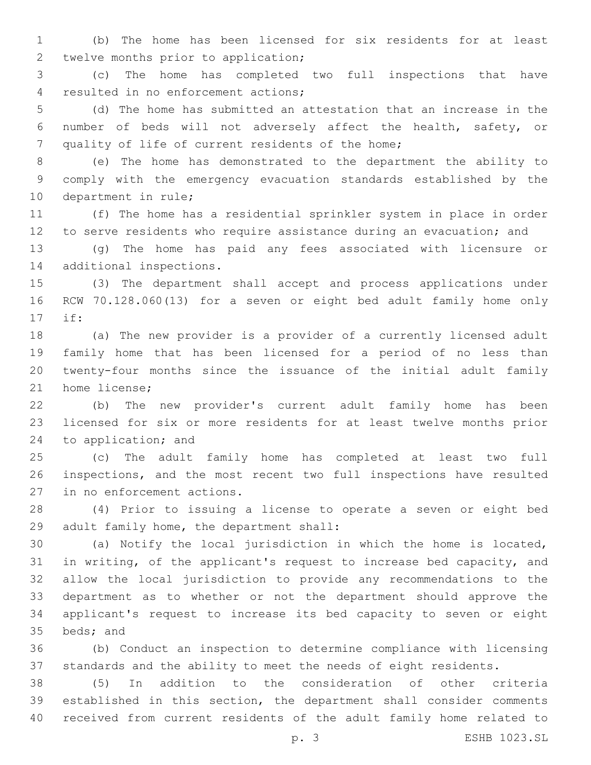(b) The home has been licensed for six residents for at least twelve months prior to application;

(c) The home has completed two full inspections that have resulted in no enforcement actions;

(d) The home has submitted an attestation that an increase in the number of beds will not adversely affect the health, safety, or quality of life of current residents of the home;

(e) The home has demonstrated to the department the ability to comply with the emergency evacuation standards established by the department in rule;

(f) The home has a residential sprinkler system in place in order to serve residents who require assistance during an evacuation; and

(g) The home has paid any fees associated with licensure or additional inspections.

(3) The department shall accept and process applications under RCW 70.128.060(13) for a seven or eight bed adult family home only if:

(a) The new provider is a provider of a currently licensed adult family home that has been licensed for a period of no less than twenty-four months since the issuance of the initial adult family home license;

(b) The new provider's current adult family home has been licensed for six or more residents for at least twelve months prior to application; and

(c) The adult family home has completed at least two full inspections, and the most recent two full inspections have resulted in no enforcement actions.

(4) Prior to issuing a license to operate a seven or eight bed adult family home, the department shall:

(a) Notify the local jurisdiction in which the home is located, in writing, of the applicant's request to increase bed capacity, and allow the local jurisdiction to provide any recommendations to the department as to whether or not the department should approve the applicant's request to increase its bed capacity to seven or eight beds; and

(b) Conduct an inspection to determine compliance with licensing standards and the ability to meet the needs of eight residents.

(5) In addition to the consideration of other criteria established in this section, the department shall consider comments received from current residents of the adult family home related to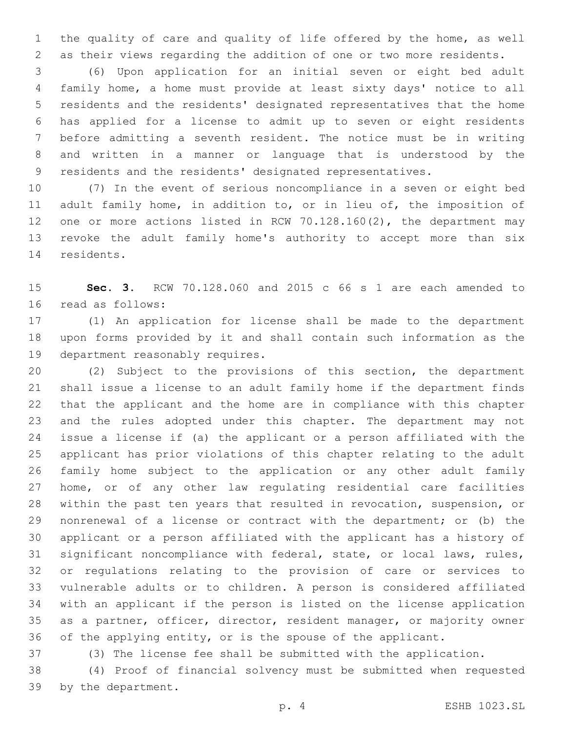the quality of care and quality of life offered by the home, as well as their views regarding the addition of one or two more residents.

(6) Upon application for an initial seven or eight bed adult family home, a home must provide at least sixty days' notice to all residents and the residents' designated representatives that the home has applied for a license to admit up to seven or eight residents before admitting a seventh resident. The notice must be in writing and written in a manner or language that is understood by the residents and the residents' designated representatives.

(7) In the event of serious noncompliance in a seven or eight bed adult family home, in addition to, or in lieu of, the imposition of one or more actions listed in RCW 70.128.160(2), the department may revoke the adult family home's authority to accept more than six residents.

**Sec. 3.** RCW 70.128.060 and 2015 c 66 s 1 are each amended to read as follows:

(1) An application for license shall be made to the department upon forms provided by it and shall contain such information as the department reasonably requires.

(2) Subject to the provisions of this section, the department shall issue a license to an adult family home if the department finds that the applicant and the home are in compliance with this chapter and the rules adopted under this chapter. The department may not issue a license if (a) the applicant or a person affiliated with the applicant has prior violations of this chapter relating to the adult family home subject to the application or any other adult family home, or of any other law regulating residential care facilities within the past ten years that resulted in revocation, suspension, or nonrenewal of a license or contract with the department; or (b) the applicant or a person affiliated with the applicant has a history of significant noncompliance with federal, state, or local laws, rules, or regulations relating to the provision of care or services to vulnerable adults or to children. A person is considered affiliated with an applicant if the person is listed on the license application as a partner, officer, director, resident manager, or majority owner of the applying entity, or is the spouse of the applicant.

(3) The license fee shall be submitted with the application.

(4) Proof of financial solvency must be submitted when requested by the department.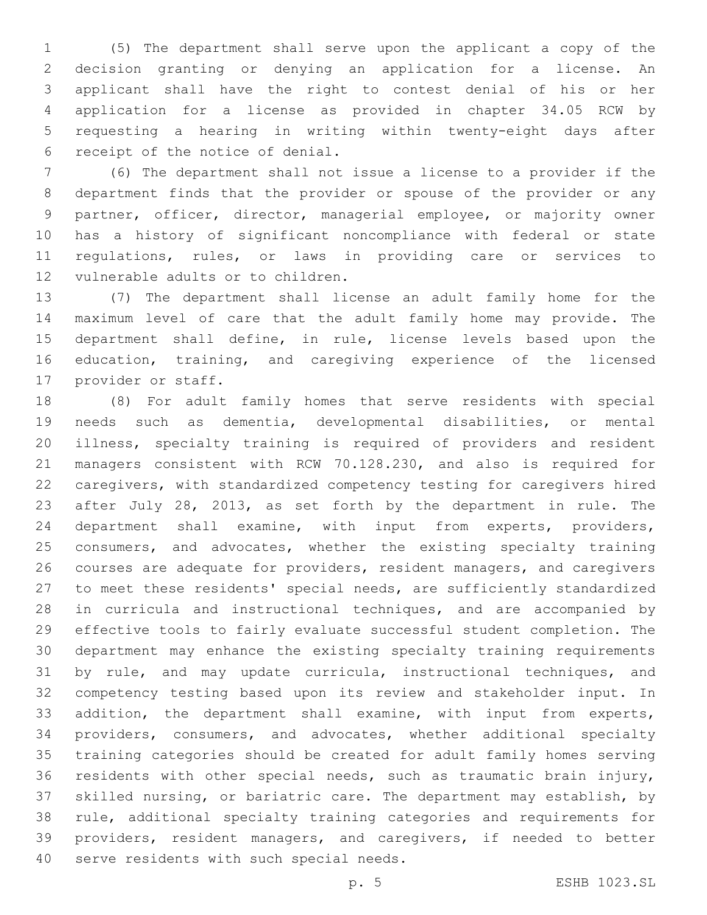(5) The department shall serve upon the applicant a copy of the decision granting or denying an application for a license. An applicant shall have the right to contest denial of his or her application for a license as provided in chapter 34.05 RCW by requesting a hearing in writing within twenty-eight days after receipt of the notice of denial.

(6) The department shall not issue a license to a provider if the department finds that the provider or spouse of the provider or any partner, officer, director, managerial employee, or majority owner has a history of significant noncompliance with federal or state regulations, rules, or laws in providing care or services to vulnerable adults or to children.

(7) The department shall license an adult family home for the maximum level of care that the adult family home may provide. The department shall define, in rule, license levels based upon the education, training, and caregiving experience of the licensed provider or staff.

(8) For adult family homes that serve residents with special needs such as dementia, developmental disabilities, or mental illness, specialty training is required of providers and resident managers consistent with RCW 70.128.230, and also is required for caregivers, with standardized competency testing for caregivers hired after July 28, 2013, as set forth by the department in rule. The department shall examine, with input from experts, providers, consumers, and advocates, whether the existing specialty training courses are adequate for providers, resident managers, and caregivers to meet these residents' special needs, are sufficiently standardized in curricula and instructional techniques, and are accompanied by effective tools to fairly evaluate successful student completion. The department may enhance the existing specialty training requirements by rule, and may update curricula, instructional techniques, and competency testing based upon its review and stakeholder input. In addition, the department shall examine, with input from experts, providers, consumers, and advocates, whether additional specialty training categories should be created for adult family homes serving residents with other special needs, such as traumatic brain injury, skilled nursing, or bariatric care. The department may establish, by rule, additional specialty training categories and requirements for providers, resident managers, and caregivers, if needed to better serve residents with such special needs.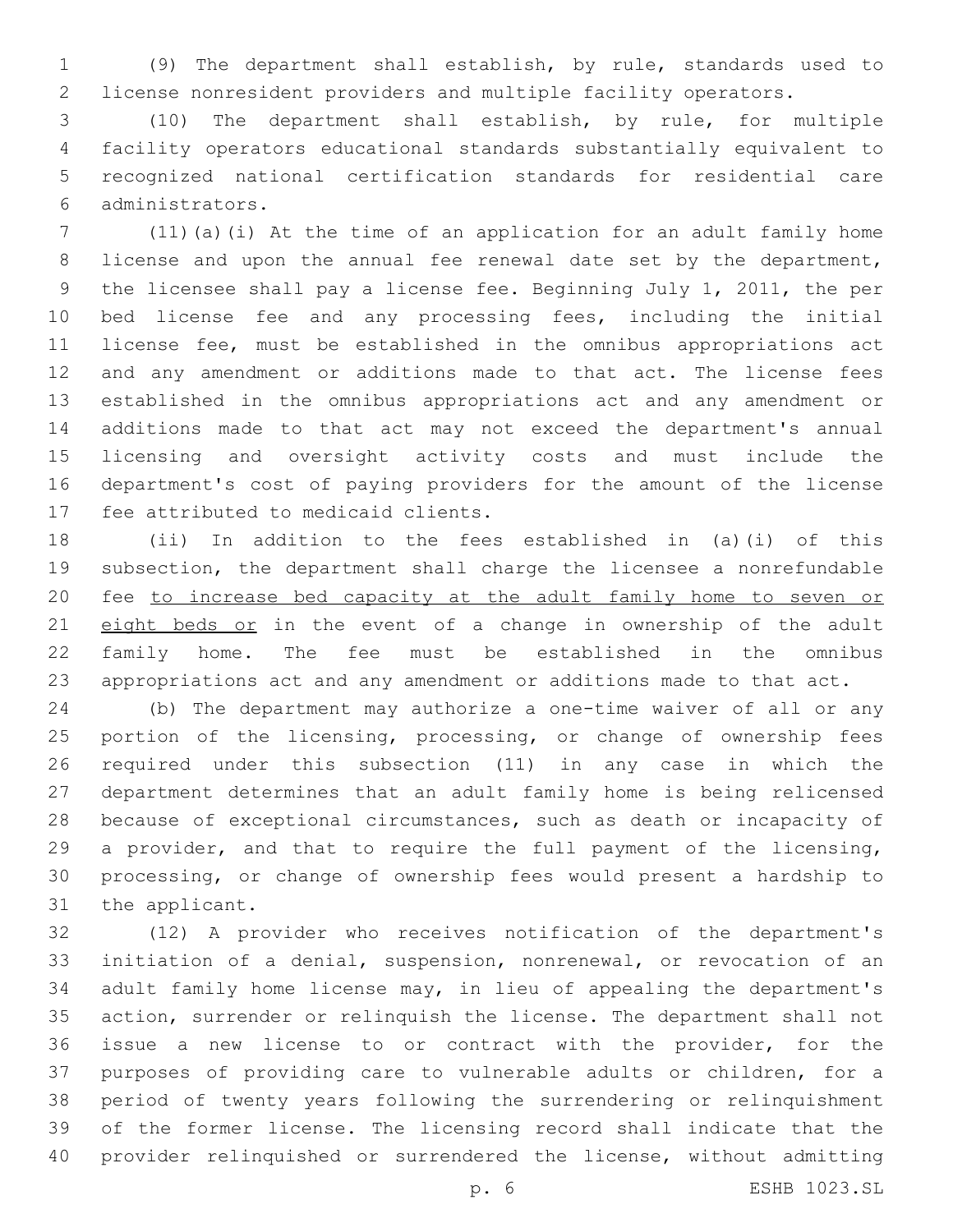(9) The department shall establish, by rule, standards used to license nonresident providers and multiple facility operators.

(10) The department shall establish, by rule, for multiple facility operators educational standards substantially equivalent to recognized national certification standards for residential care administrators.

(11)(a)(i) At the time of an application for an adult family home license and upon the annual fee renewal date set by the department, the licensee shall pay a license fee. Beginning July 1, 2011, the per bed license fee and any processing fees, including the initial license fee, must be established in the omnibus appropriations act and any amendment or additions made to that act. The license fees established in the omnibus appropriations act and any amendment or additions made to that act may not exceed the department's annual licensing and oversight activity costs and must include the department's cost of paying providers for the amount of the license fee attributed to medicaid clients.

(ii) In addition to the fees established in (a)(i) of this subsection, the department shall charge the licensee a nonrefundable fee <u>to increase bed capacity at the adult family home to seven or eight beds or</u> in the event of a change in ownership of the adult family home. The fee must be established in the omnibus appropriations act and any amendment or additions made to that act.

(b) The department may authorize a one-time waiver of all or any portion of the licensing, processing, or change of ownership fees required under this subsection (11) in any case in which the department determines that an adult family home is being relicensed because of exceptional circumstances, such as death or incapacity of a provider, and that to require the full payment of the licensing, processing, or change of ownership fees would present a hardship to the applicant.

(12) A provider who receives notification of the department's initiation of a denial, suspension, nonrenewal, or revocation of an adult family home license may, in lieu of appealing the department's action, surrender or relinquish the license. The department shall not issue a new license to or contract with the provider, for the purposes of providing care to vulnerable adults or children, for a period of twenty years following the surrendering or relinquishment of the former license. The licensing record shall indicate that the provider relinquished or surrendered the license, without admitting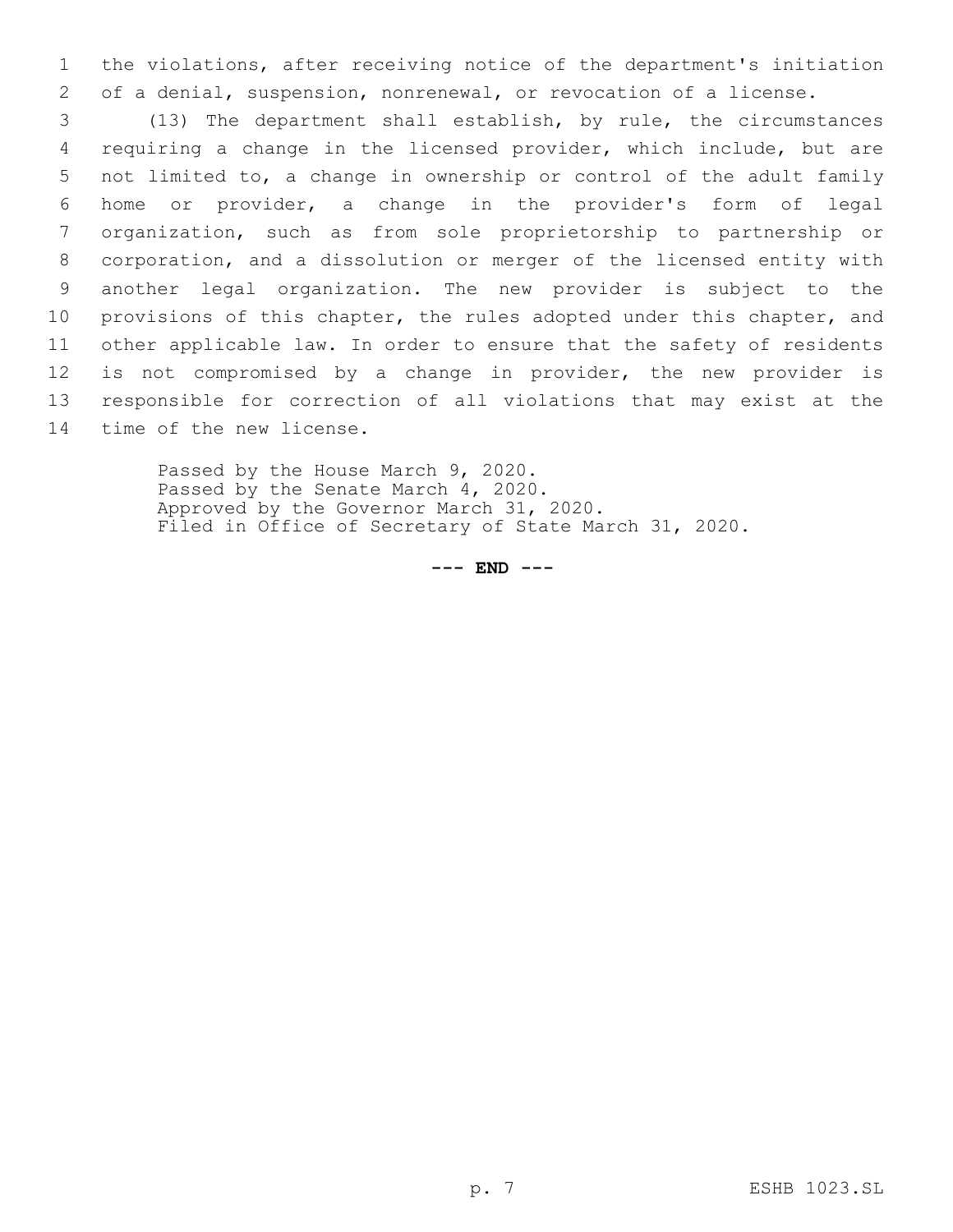the violations, after receiving notice of the department's initiation of a denial, suspension, nonrenewal, or revocation of a license.

(13) The department shall establish, by rule, the circumstances requiring a change in the licensed provider, which include, but are not limited to, a change in ownership or control of the adult family home or provider, a change in the provider's form of legal organization, such as from sole proprietorship to partnership or corporation, and a dissolution or merger of the licensed entity with another legal organization. The new provider is subject to the provisions of this chapter, the rules adopted under this chapter, and other applicable law. In order to ensure that the safety of residents is not compromised by a change in provider, the new provider is responsible for correction of all violations that may exist at the time of the new license.

Passed by the House March 9, 2020.
Passed by the Senate March 4, 2020.
Approved by the Governor March 31, 2020.
Filed in Office of Secretary of State March 31, 2020.

**--- END ---**